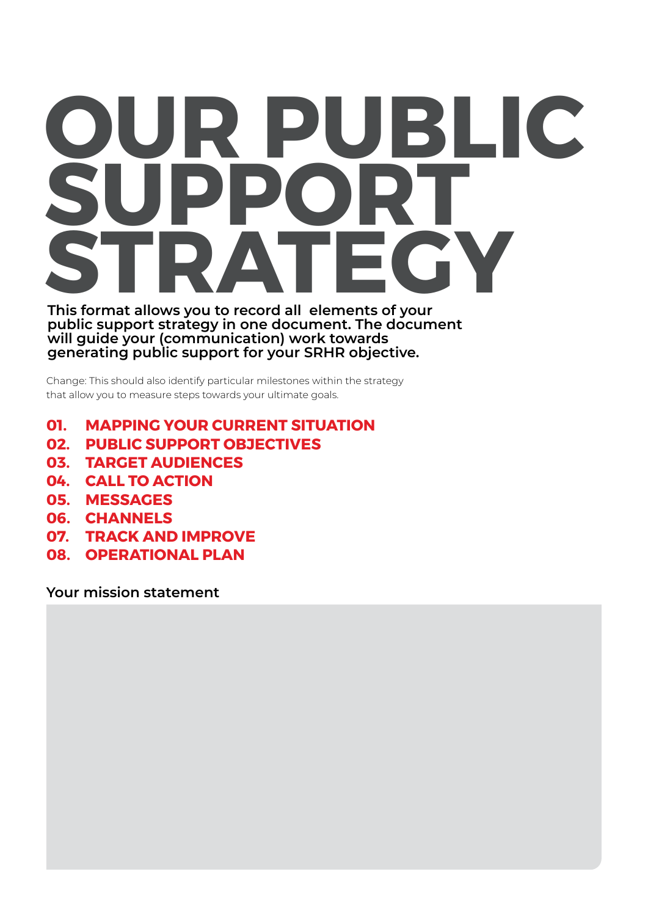# OUR PUBLIC SUPPORT STRATEGY

**This format allows you to record all elements of your public support strategy in one document. The document will guide your (communication) work towards generating public support for your SRHR objective.**

Change: This should also identify particular milestones within the strategy that allow you to measure steps towards your ultimate goals.

01. MAPPING YOUR CURRENT SITUATION
02. PUBLIC SUPPORT OBJECTIVES
03. TARGET AUDIENCES
04. CALL TO ACTION
05. MESSAGES
06. CHANNELS
07. TRACK AND IMPROVE
08. OPERATIONAL PLAN

**Your mission statement**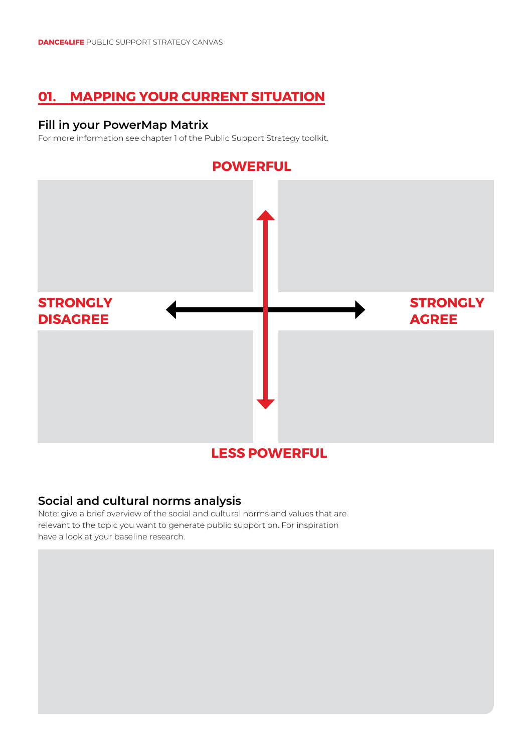## 01. MAPPING YOUR CURRENT SITUATION

### Fill in your PowerMap Matrix

For more information see chapter 1 of the Public Support Strategy toolkit.

POWERFUL

STRONGLY DISAGREE

STRONGLY AGREE

LESS POWERFUL

### Social and cultural norms analysis

Note: give a brief overview of the social and cultural norms and values that are relevant to the topic you want to generate public support on. For inspiration have a look at your baseline research.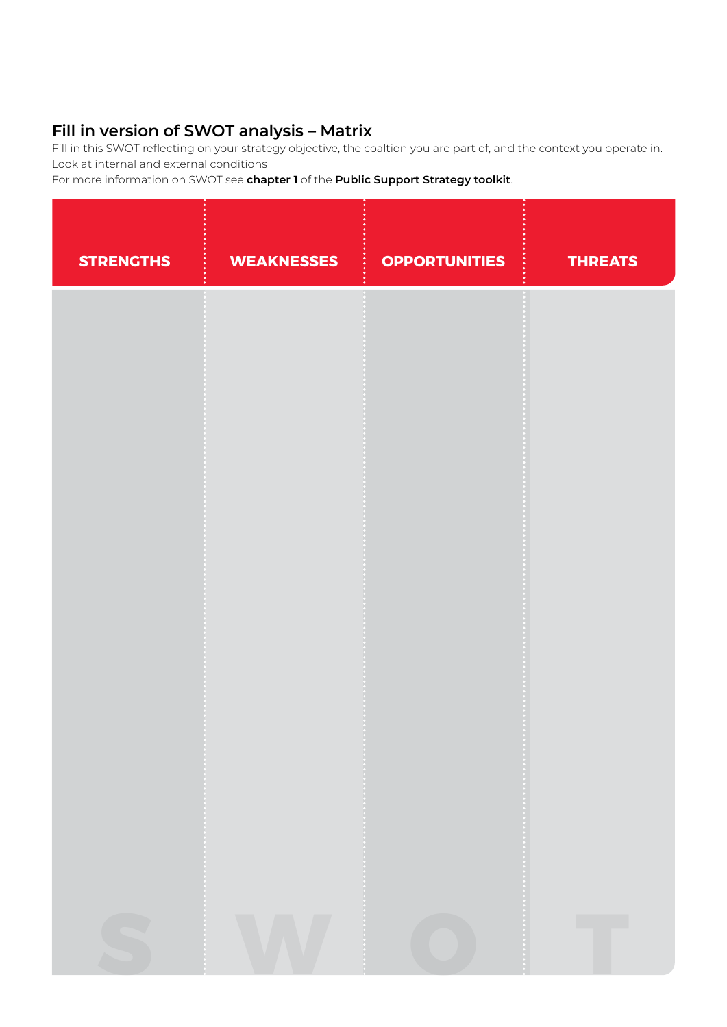## Fill in version of SWOT analysis – Matrix

Fill in this SWOT reflecting on your strategy objective, the coaltion you are part of, and the context you operate in. Look at internal and external conditions

For more information on SWOT see **chapter 1** of the **Public Support Strategy toolkit**.

| STRENGTHS | WEAKNESSES | OPPORTUNITIES | THREATS |
|---|---|---|---|
| | | | |
| S | W | O | T |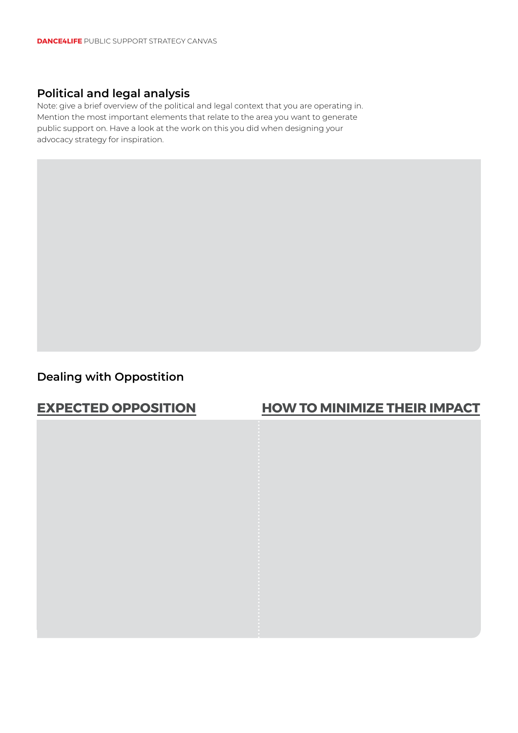## Political and legal analysis

Note: give a brief overview of the political and legal context that you are operating in. Mention the most important elements that relate to the area you want to generate public support on. Have a look at the work on this you did when designing your advocacy strategy for inspiration.

## Dealing with Oppostition

| EXPECTED OPPOSITION | HOW TO MINIMIZE THEIR IMPACT |
| --- | --- |
| | |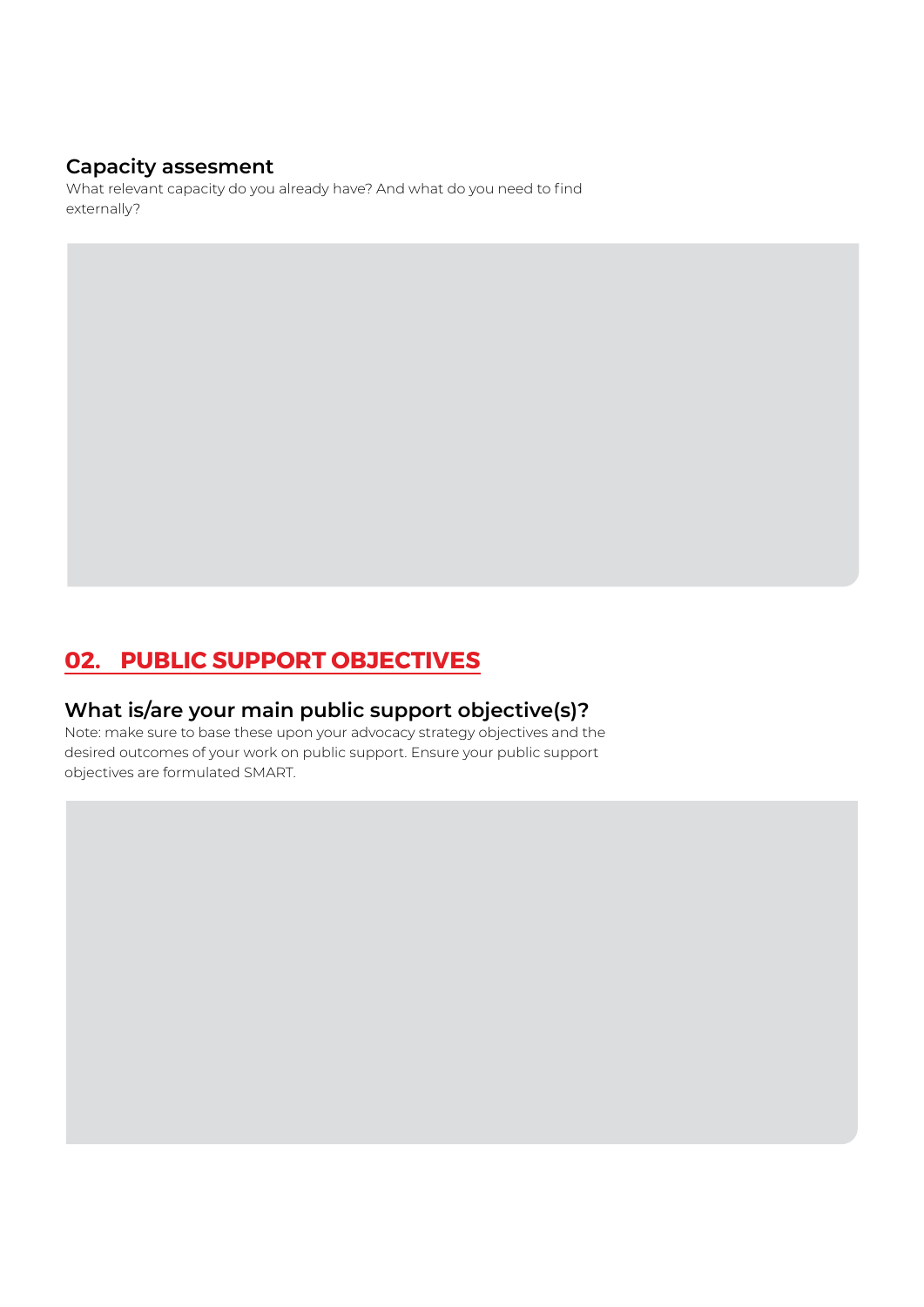### Capacity assesment

What relevant capacity do you already have? And what do you need to find externally?

## 02. PUBLIC SUPPORT OBJECTIVES

### What is/are your main public support objective(s)?

Note: make sure to base these upon your advocacy strategy objectives and the desired outcomes of your work on public support. Ensure your public support objectives are formulated SMART.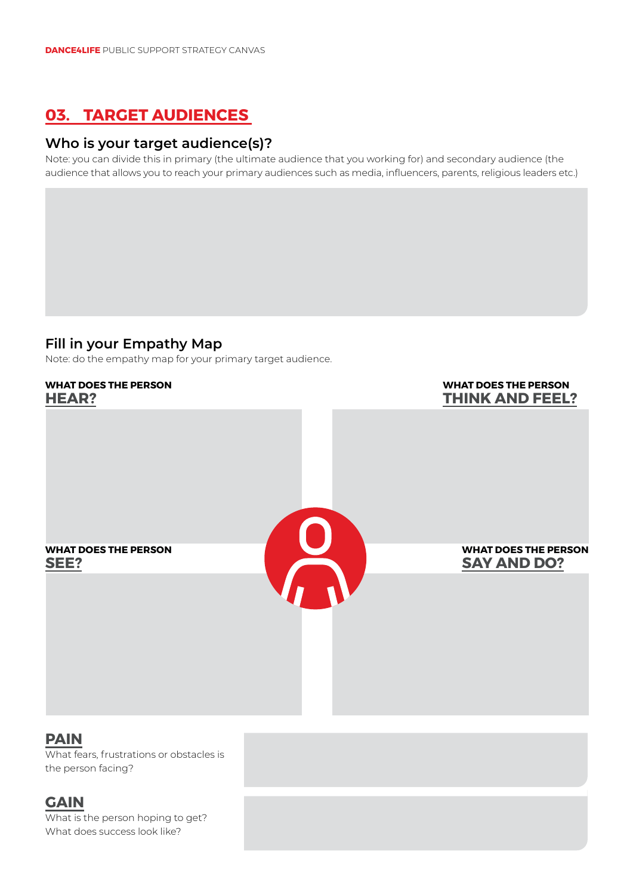## 03. TARGET AUDIENCES

### Who is your target audience(s)?

Note: you can divide this in primary (the ultimate audience that you working for) and secondary audience (the audience that allows you to reach your primary audiences such as media, influencers, parents, religious leaders etc.)

### Fill in your Empathy Map

Note: do the empathy map for your primary target audience.

**WHAT DOES THE PERSON**
**HEAR?**

**WHAT DOES THE PERSON**
**THINK AND FEEL?**

**WHAT DOES THE PERSON**
**SEE?**

**WHAT DOES THE PERSON**
**SAY AND DO?**

**PAIN**

What fears, frustrations or obstacles is the person facing?

**GAIN**

What is the person hoping to get? What does success look like?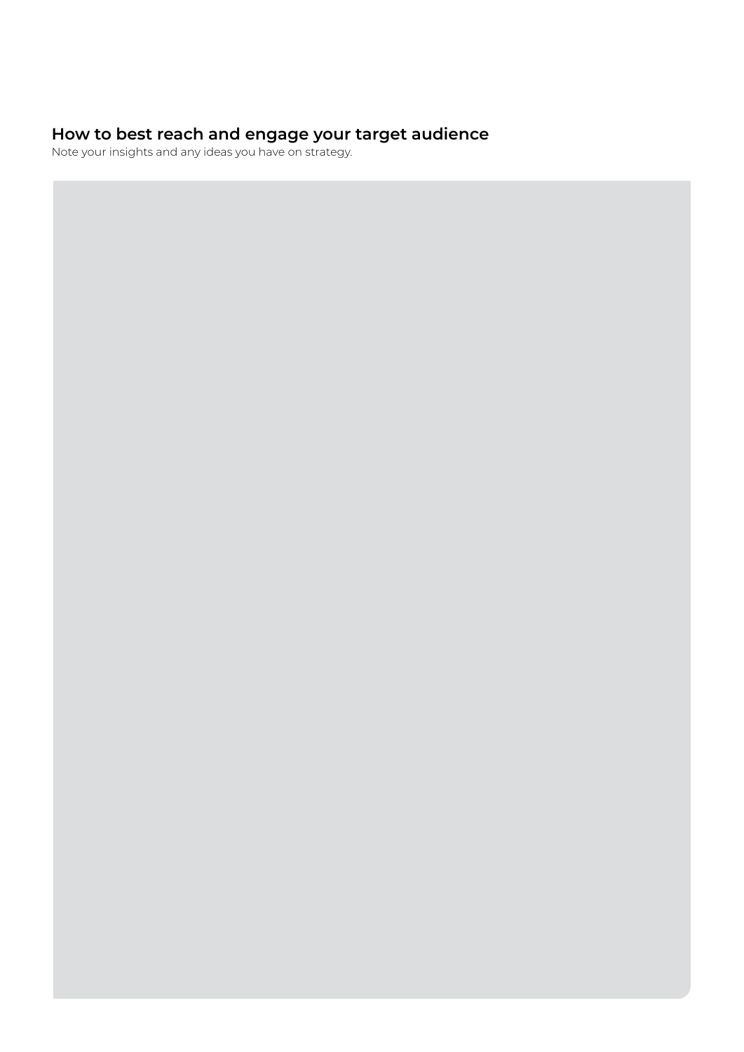## How to best reach and engage your target audience

Note your insights and any ideas you have on strategy.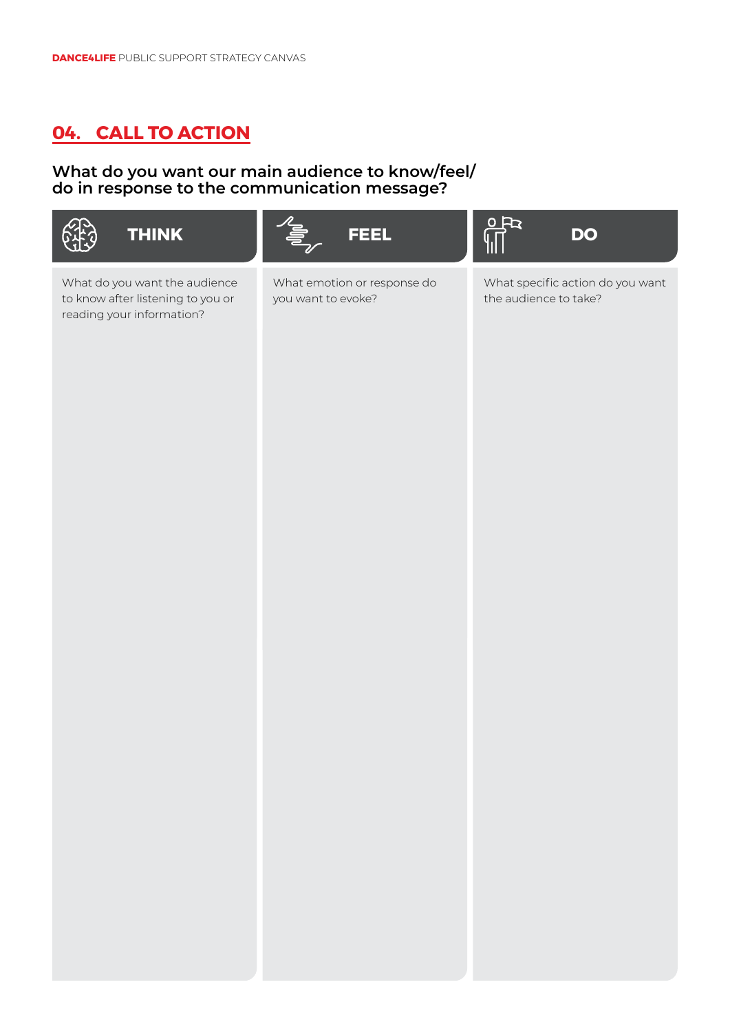## 04. CALL TO ACTION

**What do you want our main audience to know/feel/ do in response to the communication message?**

| THINK | FEEL | DO |
| --- | --- | --- |
| What do you want the audience to know after listening to you or reading your information? | What emotion or response do you want to evoke? | What specific action do you want the audience to take? |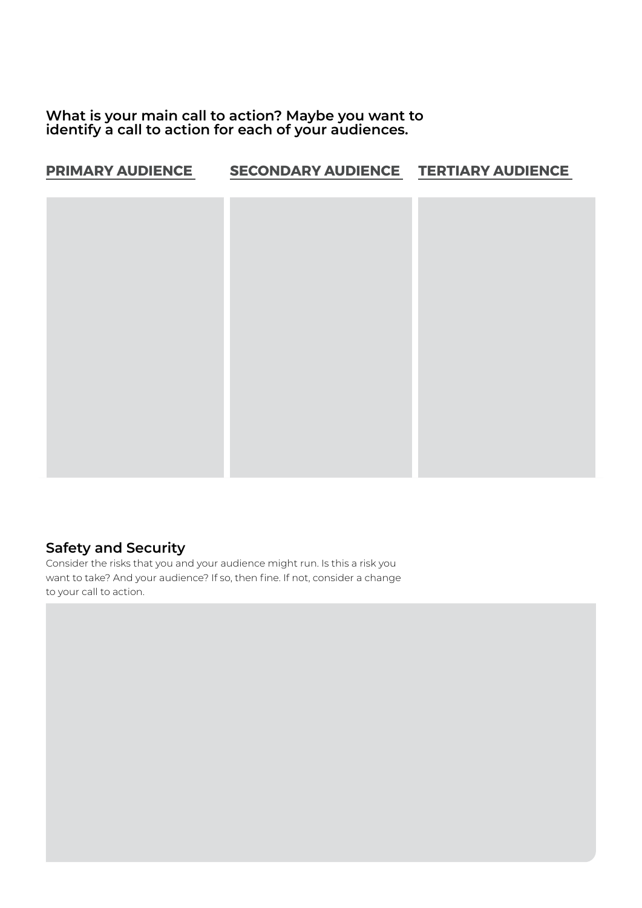**What is your main call to action? Maybe you want to identify a call to action for each of your audiences.**

| PRIMARY AUDIENCE | SECONDARY AUDIENCE | TERTIARY AUDIENCE |
|---|---|---|
| | | |

## Safety and Security

Consider the risks that you and your audience might run. Is this a risk you want to take? And your audience? If so, then fine. If not, consider a change to your call to action.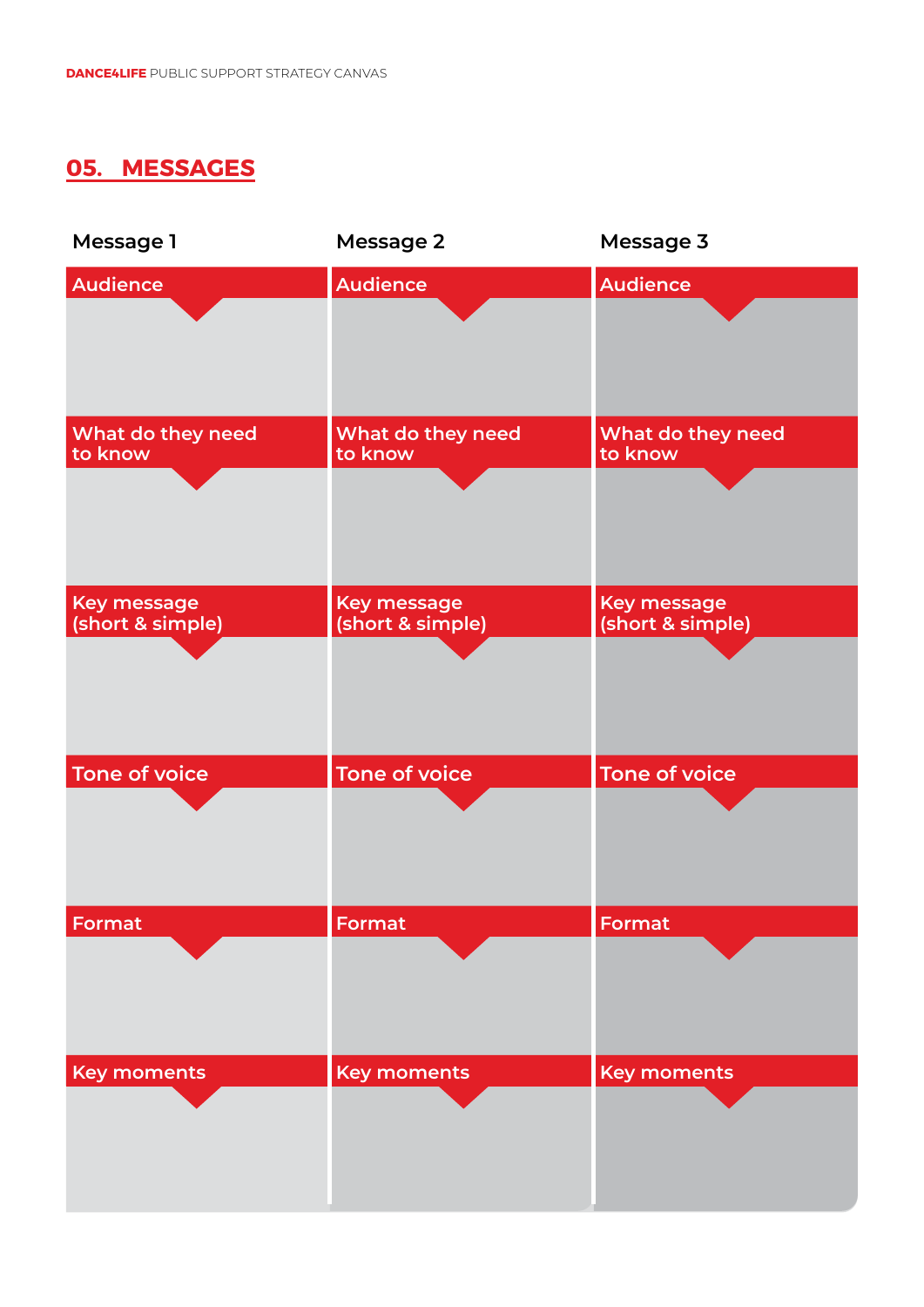## 05. MESSAGES

| Message 1 | Message 2 | Message 3 |
| --- | --- | --- |
| Audience | Audience | Audience |
| | | |
| What do they need to know | What do they need to know | What do they need to know |
| | | |
| Key message (short & simple) | Key message (short & simple) | Key message (short & simple) |
| | | |
| Tone of voice | Tone of voice | Tone of voice |
| | | |
| Format | Format | Format |
| | | |
| Key moments | Key moments | Key moments |
| | | |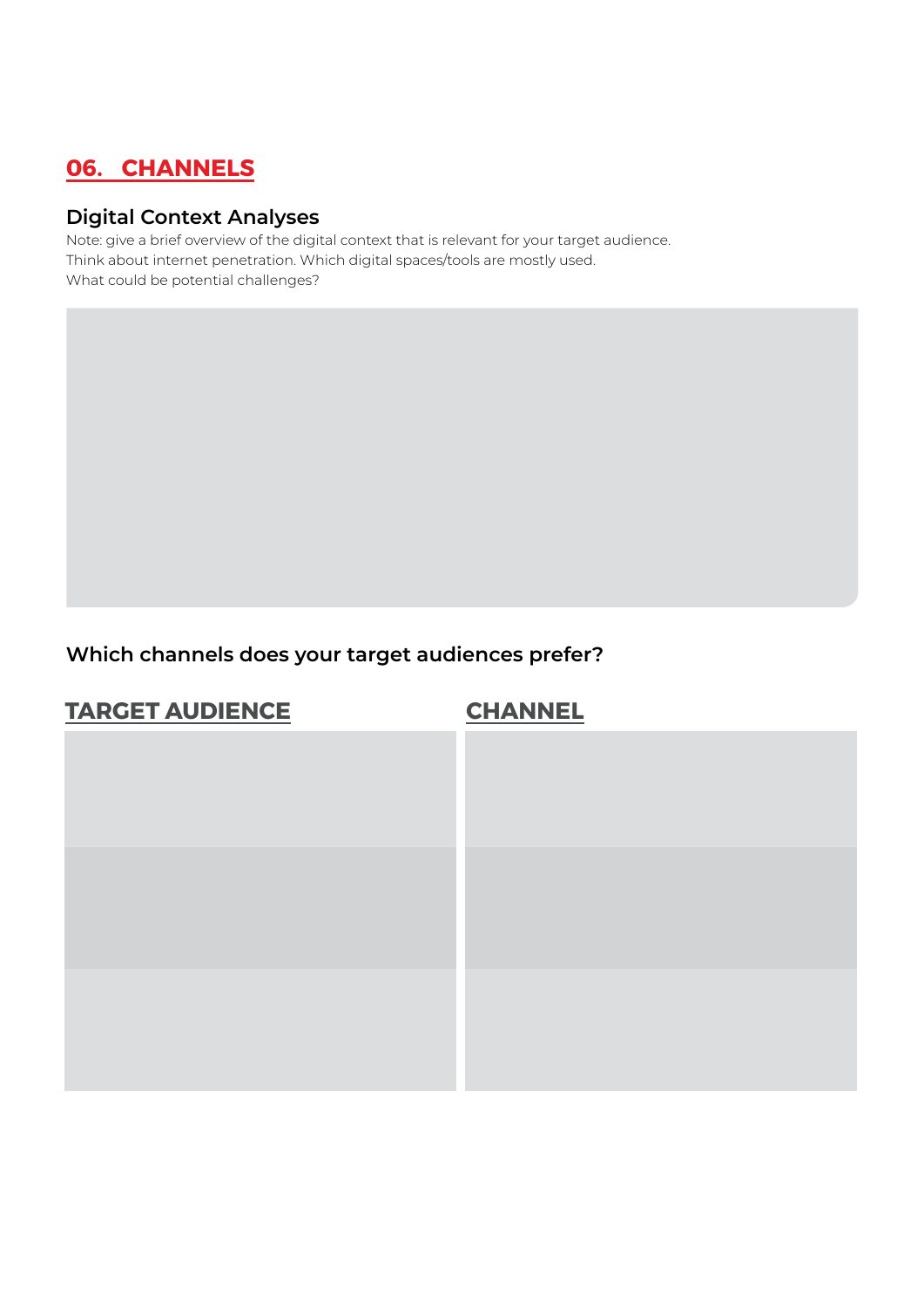## 06. CHANNELS

### Digital Context Analyses

Note: give a brief overview of the digital context that is relevant for your target audience.
Think about internet penetration. Which digital spaces/tools are mostly used.
What could be potential challenges?

### Which channels does your target audiences prefer?

| TARGET AUDIENCE | CHANNEL |
|---|---|
| | |
| | |
| | |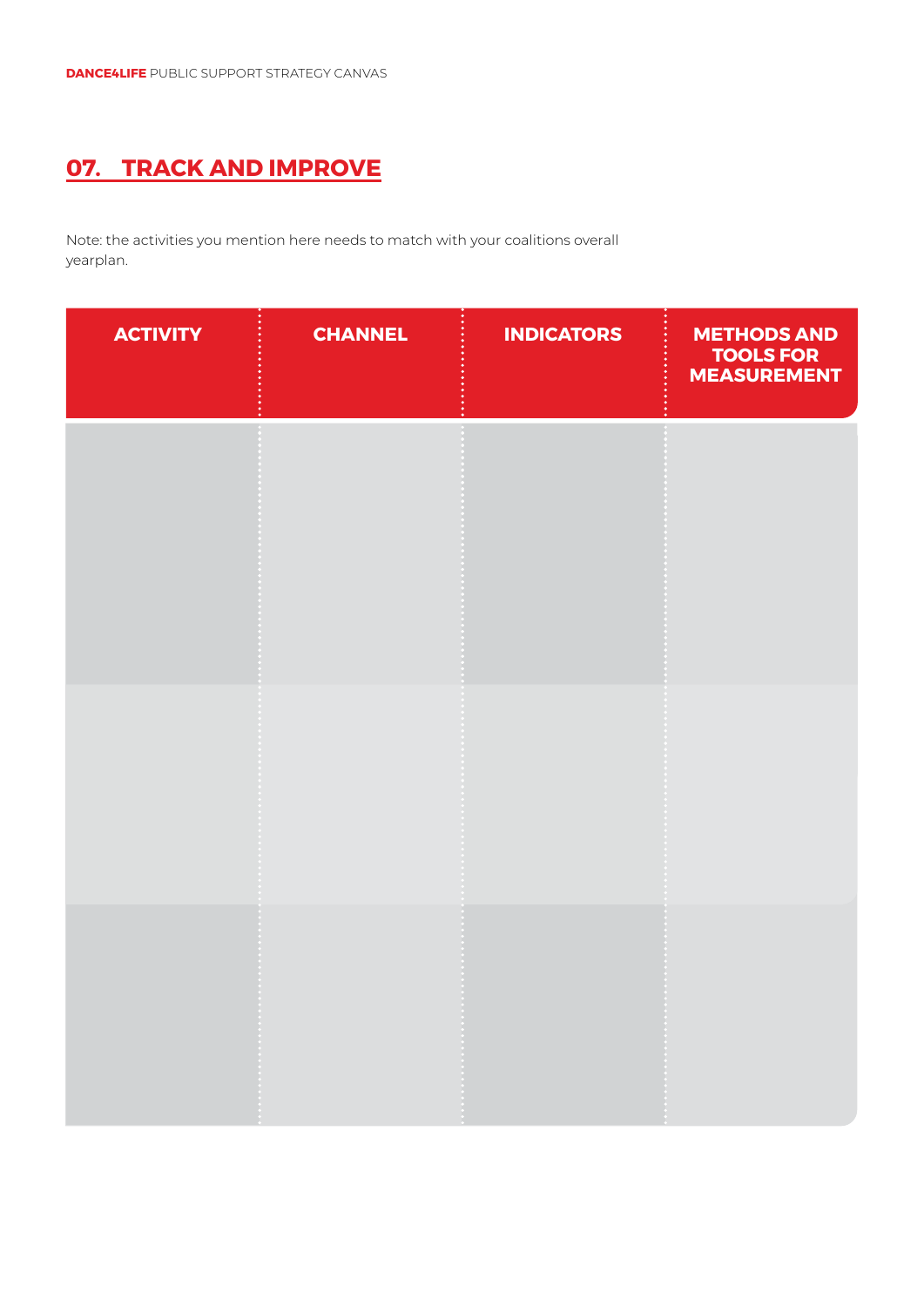## 07. TRACK AND IMPROVE

Note: the activities you mention here needs to match with your coalitions overall yearplan.

| ACTIVITY | CHANNEL | INDICATORS | METHODS AND TOOLS FOR MEASUREMENT |
|---|---|---|---|
| | | | |
| | | | |
| | | | |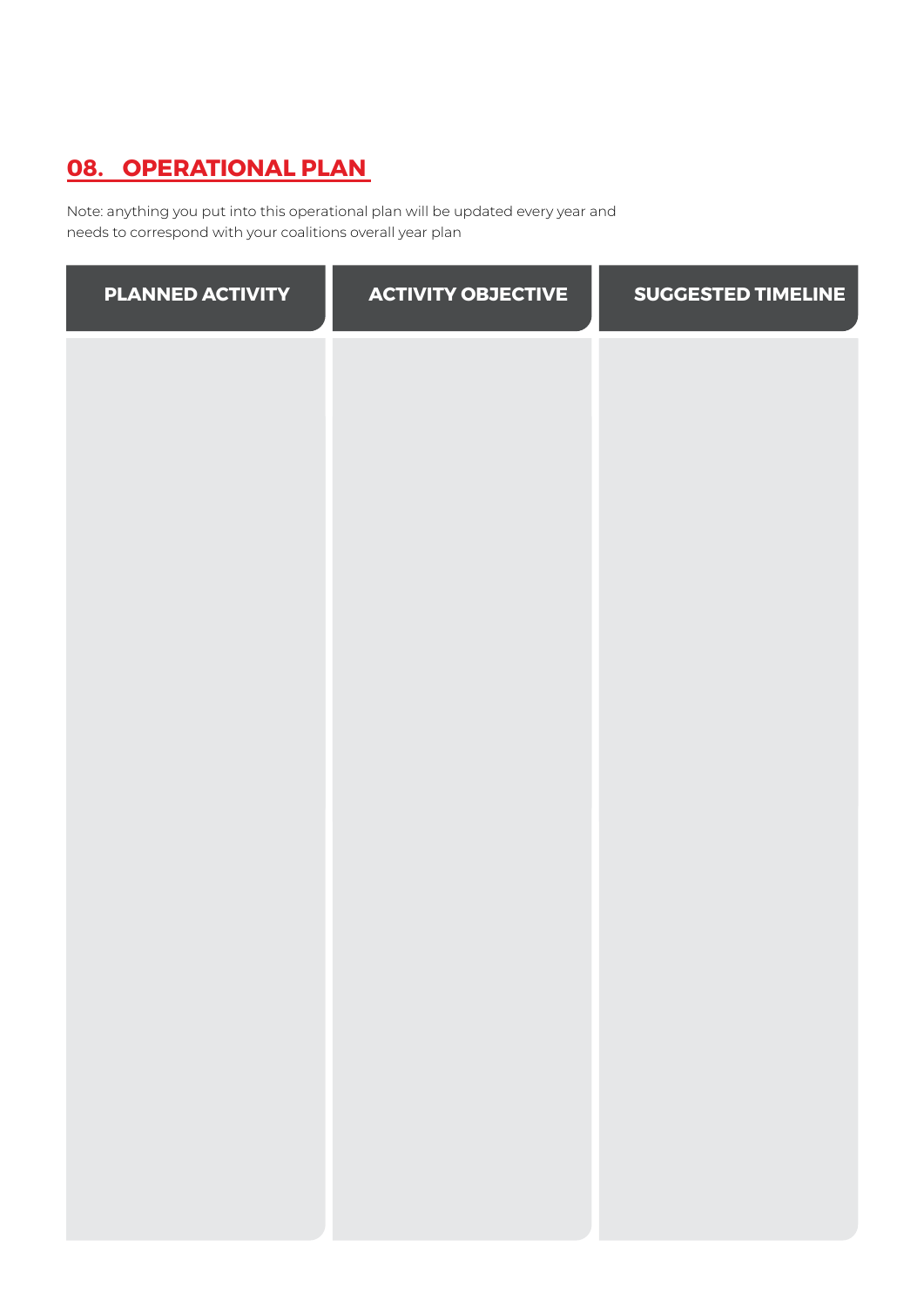## 08. OPERATIONAL PLAN

Note: anything you put into this operational plan will be updated every year and needs to correspond with your coalitions overall year plan

| PLANNED ACTIVITY | ACTIVITY OBJECTIVE | SUGGESTED TIMELINE |
|---|---|---|
| | | |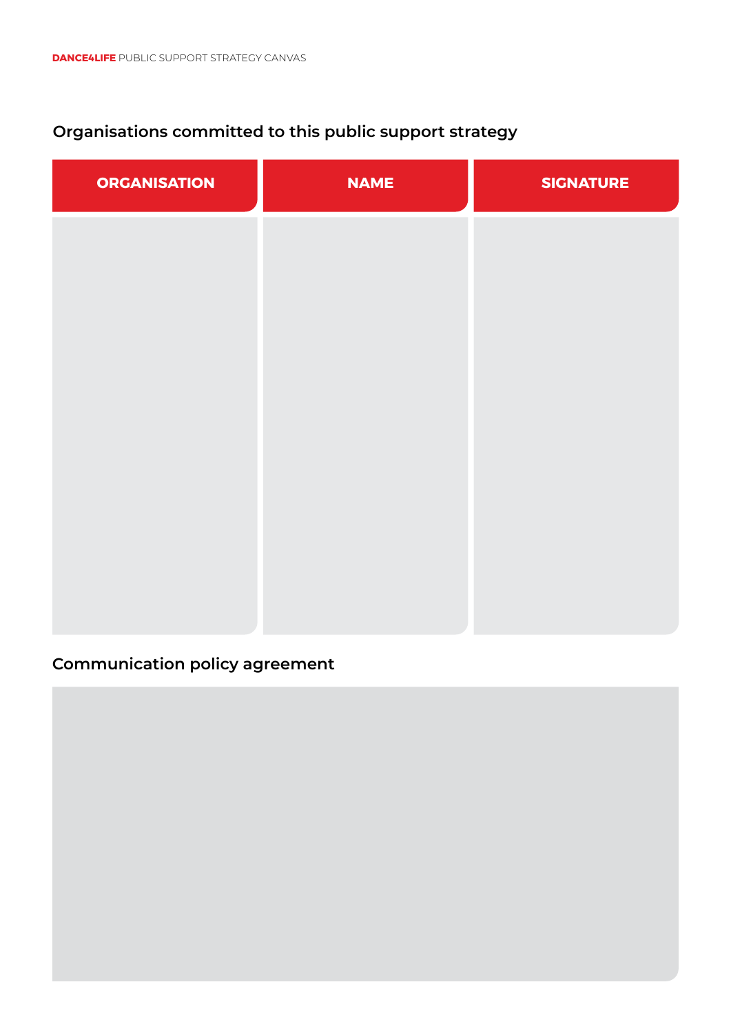## Organisations committed to this public support strategy

| ORGANISATION | NAME | SIGNATURE |
| --- | --- | --- |
| | | |

## Communication policy agreement